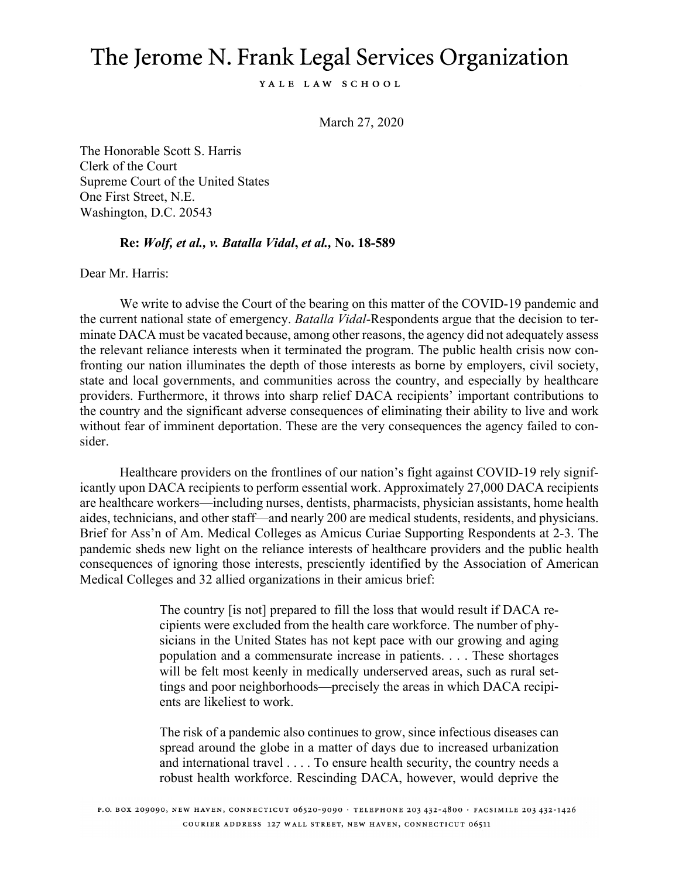# The Jerome N. Frank Legal Services Organization

YALE LAW SCHOOL

March 27, 2020

The Honorable Scott S. Harris
Clerk of the Court
Supreme Court of the United States
One First Street, N.E.
Washington, D.C. 20543

**Re: *Wolf, et al., v. Batalla Vidal, et al.,* No. 18-589**

Dear Mr. Harris:

We write to advise the Court of the bearing on this matter of the COVID-19 pandemic and the current national state of emergency. *Batalla Vidal*-Respondents argue that the decision to terminate DACA must be vacated because, among other reasons, the agency did not adequately assess the relevant reliance interests when it terminated the program. The public health crisis now confronting our nation illuminates the depth of those interests as borne by employers, civil society, state and local governments, and communities across the country, and especially by healthcare providers. Furthermore, it throws into sharp relief DACA recipients' important contributions to the country and the significant adverse consequences of eliminating their ability to live and work without fear of imminent deportation. These are the very consequences the agency failed to consider.

Healthcare providers on the frontlines of our nation's fight against COVID-19 rely significantly upon DACA recipients to perform essential work. Approximately 27,000 DACA recipients are healthcare workers—including nurses, dentists, pharmacists, physician assistants, home health aides, technicians, and other staff—and nearly 200 are medical students, residents, and physicians. Brief for Ass'n of Am. Medical Colleges as Amicus Curiae Supporting Respondents at 2-3. The pandemic sheds new light on the reliance interests of healthcare providers and the public health consequences of ignoring those interests, presciently identified by the Association of American Medical Colleges and 32 allied organizations in their amicus brief:

> The country [is not] prepared to fill the loss that would result if DACA recipients were excluded from the health care workforce. The number of physicians in the United States has not kept pace with our growing and aging population and a commensurate increase in patients. . . . These shortages will be felt most keenly in medically underserved areas, such as rural settings and poor neighborhoods—precisely the areas in which DACA recipients are likeliest to work.
>
> The risk of a pandemic also continues to grow, since infectious diseases can spread around the globe in a matter of days due to increased urbanization and international travel . . . . To ensure health security, the country needs a robust health workforce. Rescinding DACA, however, would deprive the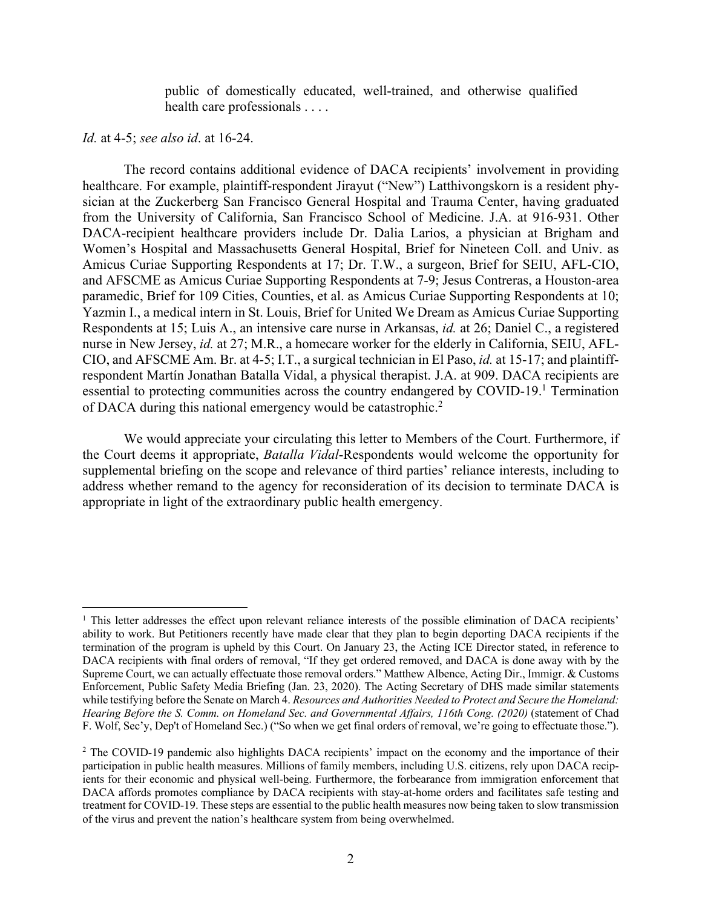> public of domestically educated, well-trained, and otherwise qualified health care professionals . . . .

*Id.* at 4-5; *see also id*. at 16-24.

The record contains additional evidence of DACA recipients' involvement in providing healthcare. For example, plaintiff-respondent Jirayut ("New") Latthivongskorn is a resident physician at the Zuckerberg San Francisco General Hospital and Trauma Center, having graduated from the University of California, San Francisco School of Medicine. J.A. at 916-931. Other DACA-recipient healthcare providers include Dr. Dalia Larios, a physician at Brigham and Women's Hospital and Massachusetts General Hospital, Brief for Nineteen Coll. and Univ. as Amicus Curiae Supporting Respondents at 17; Dr. T.W., a surgeon, Brief for SEIU, AFL-CIO, and AFSCME as Amicus Curiae Supporting Respondents at 7-9; Jesus Contreras, a Houston-area paramedic, Brief for 109 Cities, Counties, et al. as Amicus Curiae Supporting Respondents at 10; Yazmin I., a medical intern in St. Louis, Brief for United We Dream as Amicus Curiae Supporting Respondents at 15; Luis A., an intensive care nurse in Arkansas, *id.* at 26; Daniel C., a registered nurse in New Jersey, *id.* at 27; M.R., a homecare worker for the elderly in California, SEIU, AFL-CIO, and AFSCME Am. Br. at 4-5; I.T., a surgical technician in El Paso, *id.* at 15-17; and plaintiff-respondent Martín Jonathan Batalla Vidal, a physical therapist. J.A. at 909. DACA recipients are essential to protecting communities across the country endangered by COVID-19.[1] Termination of DACA during this national emergency would be catastrophic.[2]

We would appreciate your circulating this letter to Members of the Court. Furthermore, if the Court deems it appropriate, *Batalla Vidal*-Respondents would welcome the opportunity for supplemental briefing on the scope and relevance of third parties' reliance interests, including to address whether remand to the agency for reconsideration of its decision to terminate DACA is appropriate in light of the extraordinary public health emergency.

---

[1] This letter addresses the effect upon relevant reliance interests of the possible elimination of DACA recipients' ability to work. But Petitioners recently have made clear that they plan to begin deporting DACA recipients if the termination of the program is upheld by this Court. On January 23, the Acting ICE Director stated, in reference to DACA recipients with final orders of removal, "If they get ordered removed, and DACA is done away with by the Supreme Court, we can actually effectuate those removal orders." Matthew Albence, Acting Dir., Immigr. & Customs Enforcement, Public Safety Media Briefing (Jan. 23, 2020). The Acting Secretary of DHS made similar statements while testifying before the Senate on March 4. *Resources and Authorities Needed to Protect and Secure the Homeland: Hearing Before the S. Comm. on Homeland Sec. and Governmental Affairs, 116th Cong. (2020)* (statement of Chad F. Wolf, Sec'y, Dep't of Homeland Sec.) ("So when we get final orders of removal, we're going to effectuate those.").

[2] The COVID-19 pandemic also highlights DACA recipients' impact on the economy and the importance of their participation in public health measures. Millions of family members, including U.S. citizens, rely upon DACA recipients for their economic and physical well-being. Furthermore, the forbearance from immigration enforcement that DACA affords promotes compliance by DACA recipients with stay-at-home orders and facilitates safe testing and treatment for COVID-19. These steps are essential to the public health measures now being taken to slow transmission of the virus and prevent the nation's healthcare system from being overwhelmed.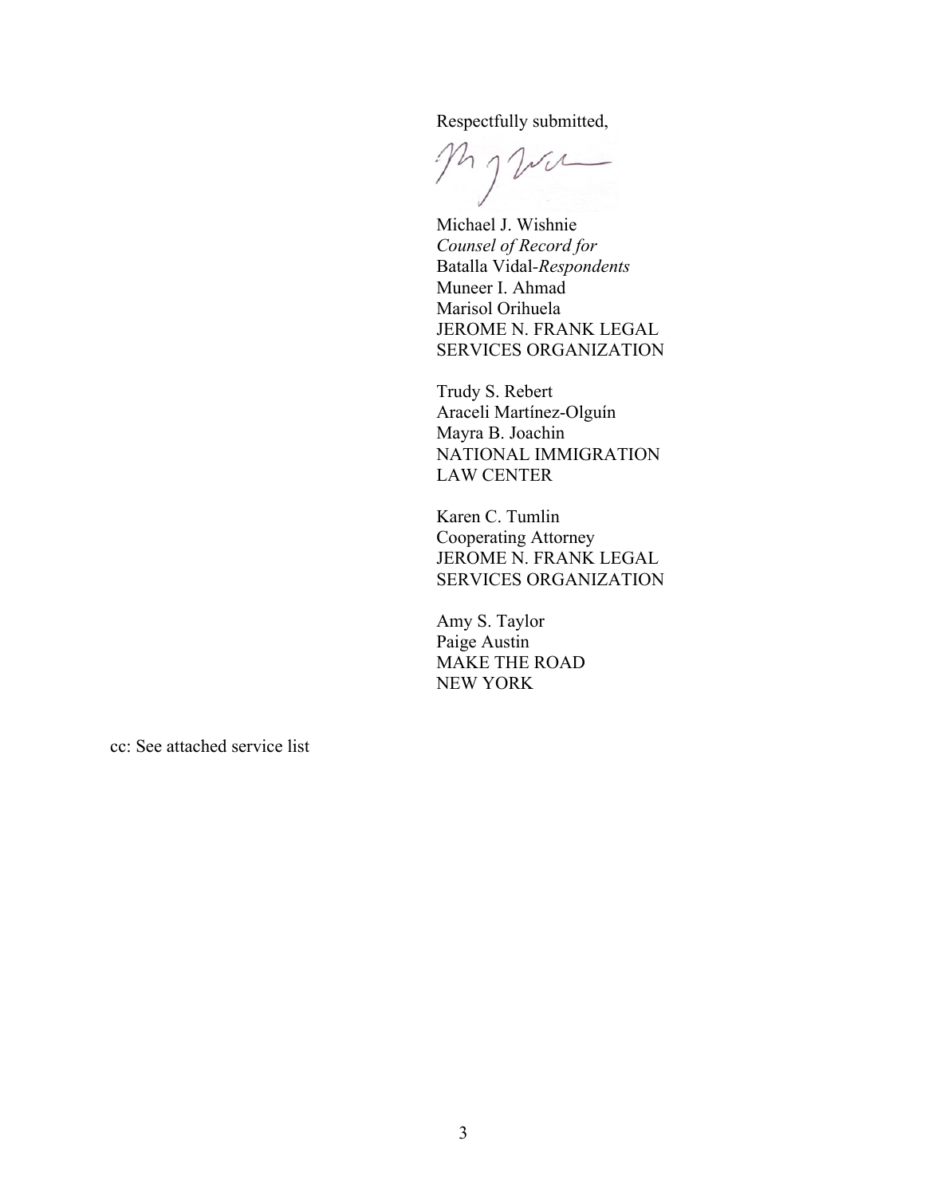Respectfully submitted,

Michael J. Wishnie
*Counsel of Record for*
Batalla Vidal-*Respondents*
Muneer I. Ahmad
Marisol Orihuela
JEROME N. FRANK LEGAL
SERVICES ORGANIZATION

Trudy S. Rebert
Araceli Martínez-Olguín
Mayra B. Joachin
NATIONAL IMMIGRATION
LAW CENTER

Karen C. Tumlin
Cooperating Attorney
JEROME N. FRANK LEGAL
SERVICES ORGANIZATION

Amy S. Taylor
Paige Austin
MAKE THE ROAD
NEW YORK

cc: See attached service list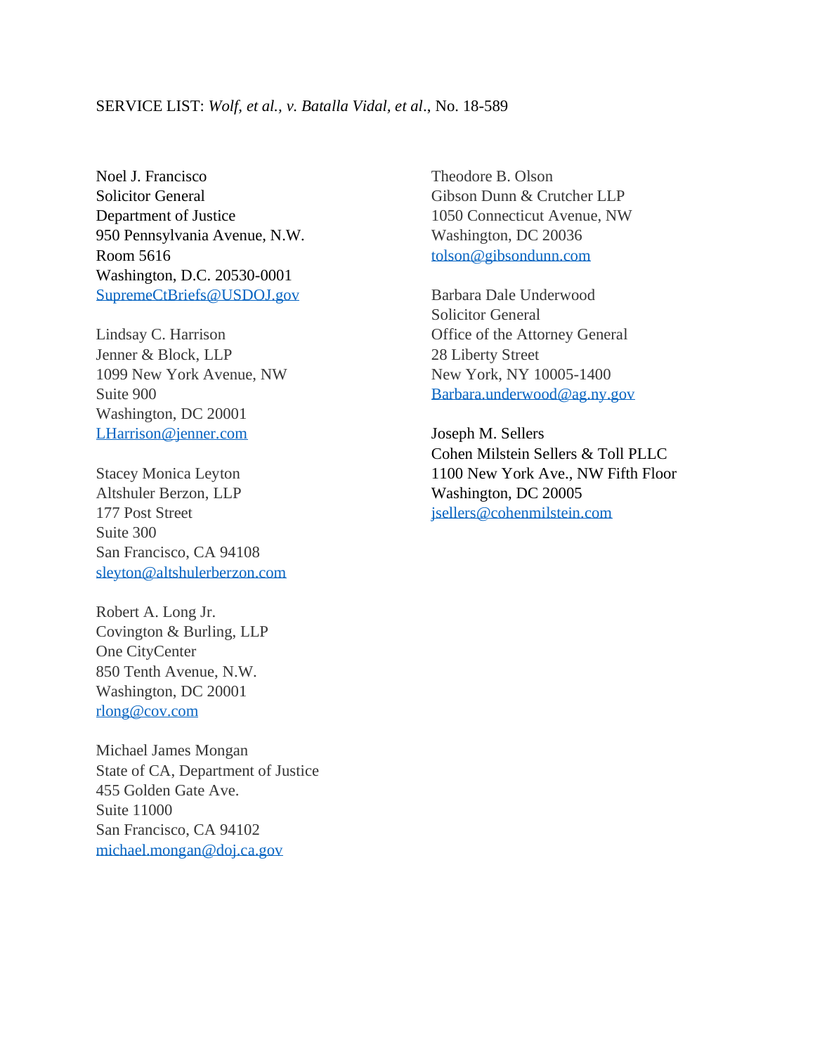SERVICE LIST: *Wolf, et al., v. Batalla Vidal, et al*., No. 18-589

Noel J. Francisco
Solicitor General
Department of Justice
950 Pennsylvania Avenue, N.W.
Room 5616
Washington, D.C. 20530-0001
SupremeCtBriefs@USDOJ.gov

Lindsay C. Harrison
Jenner & Block, LLP
1099 New York Avenue, NW
Suite 900
Washington, DC 20001
LHarrison@jenner.com

Stacey Monica Leyton
Altshuler Berzon, LLP
177 Post Street
Suite 300
San Francisco, CA 94108
sleyton@altshulerberzon.com

Robert A. Long Jr.
Covington & Burling, LLP
One CityCenter
850 Tenth Avenue, N.W.
Washington, DC 20001
rlong@cov.com

Michael James Mongan
State of CA, Department of Justice
455 Golden Gate Ave.
Suite 11000
San Francisco, CA 94102
michael.mongan@doj.ca.gov

Theodore B. Olson
Gibson Dunn & Crutcher LLP
1050 Connecticut Avenue, NW
Washington, DC 20036
tolson@gibsondunn.com

Barbara Dale Underwood
Solicitor General
Office of the Attorney General
28 Liberty Street
New York, NY 10005-1400
Barbara.underwood@ag.ny.gov

Joseph M. Sellers
Cohen Milstein Sellers & Toll PLLC
1100 New York Ave., NW Fifth Floor
Washington, DC 20005
jsellers@cohenmilstein.com